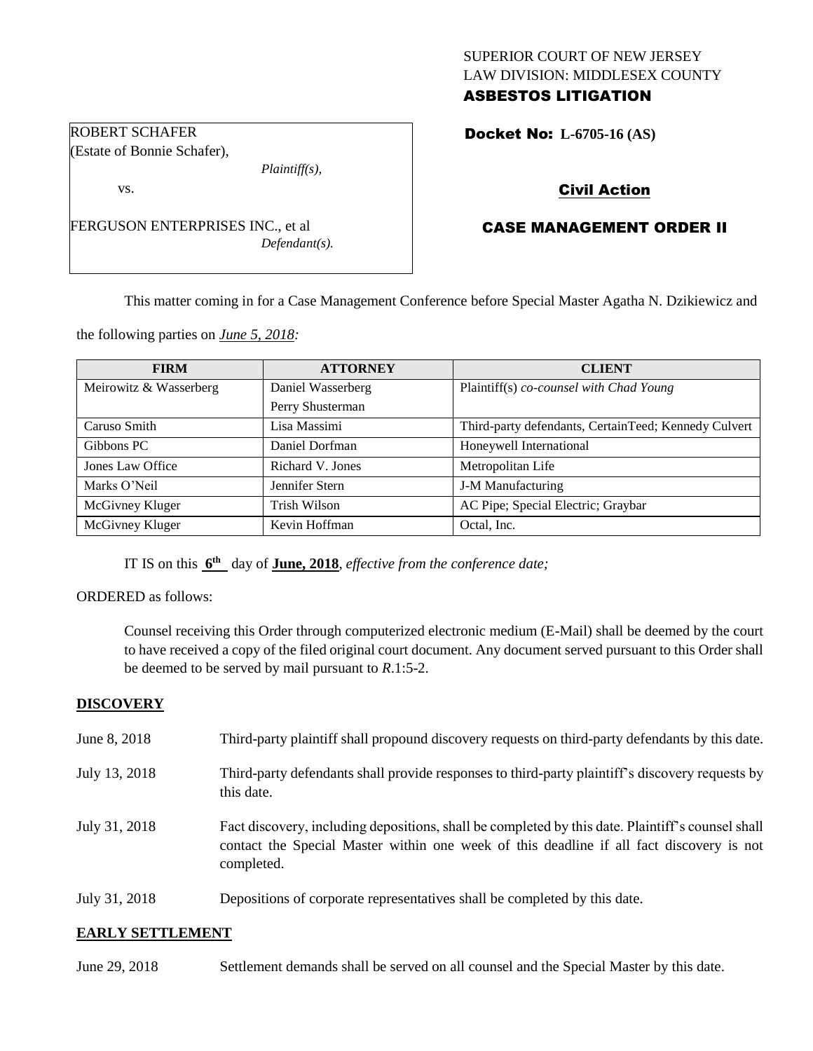SUPERIOR COURT OF NEW JERSEY
LAW DIVISION: MIDDLESEX COUNTY
**ASBESTOS LITIGATION**

ROBERT SCHAFER
(Estate of Bonnie Schafer),
*Plaintiff(s),*
vs.
FERGUSON ENTERPRISES INC., et al
*Defendant(s).*

**Docket No: L-6705-16 (AS)**

**Civil Action**

**CASE MANAGEMENT ORDER II**

This matter coming in for a Case Management Conference before Special Master Agatha N. Dzikiewicz and the following parties on *June 5, 2018:*

| FIRM | ATTORNEY | CLIENT |
|---|---|---|
| Meirowitz & Wasserberg | Daniel Wasserberg<br>Perry Shusterman | Plaintiff(s) *co-counsel with Chad Young* |
| Caruso Smith | Lisa Massimi | Third-party defendants, CertainTeed; Kennedy Culvert |
| Gibbons PC | Daniel Dorfman | Honeywell International |
| Jones Law Office | Richard V. Jones | Metropolitan Life |
| Marks O'Neil | Jennifer Stern | J-M Manufacturing |
| McGivney Kluger | Trish Wilson | AC Pipe; Special Electric; Graybar |
| McGivney Kluger | Kevin Hoffman | Octal, Inc. |

IT IS on this **6th** day of **June, 2018**, *effective from the conference date;*

ORDERED as follows:

Counsel receiving this Order through computerized electronic medium (E-Mail) shall be deemed by the court to have received a copy of the filed original court document. Any document served pursuant to this Order shall be deemed to be served by mail pursuant to *R*.1:5-2.

## DISCOVERY

June 8, 2018 — Third-party plaintiff shall propound discovery requests on third-party defendants by this date.

July 13, 2018 — Third-party defendants shall provide responses to third-party plaintiff's discovery requests by this date.

July 31, 2018 — Fact discovery, including depositions, shall be completed by this date. Plaintiff's counsel shall contact the Special Master within one week of this deadline if all fact discovery is not completed.

July 31, 2018 — Depositions of corporate representatives shall be completed by this date.

## EARLY SETTLEMENT

June 29, 2018 — Settlement demands shall be served on all counsel and the Special Master by this date.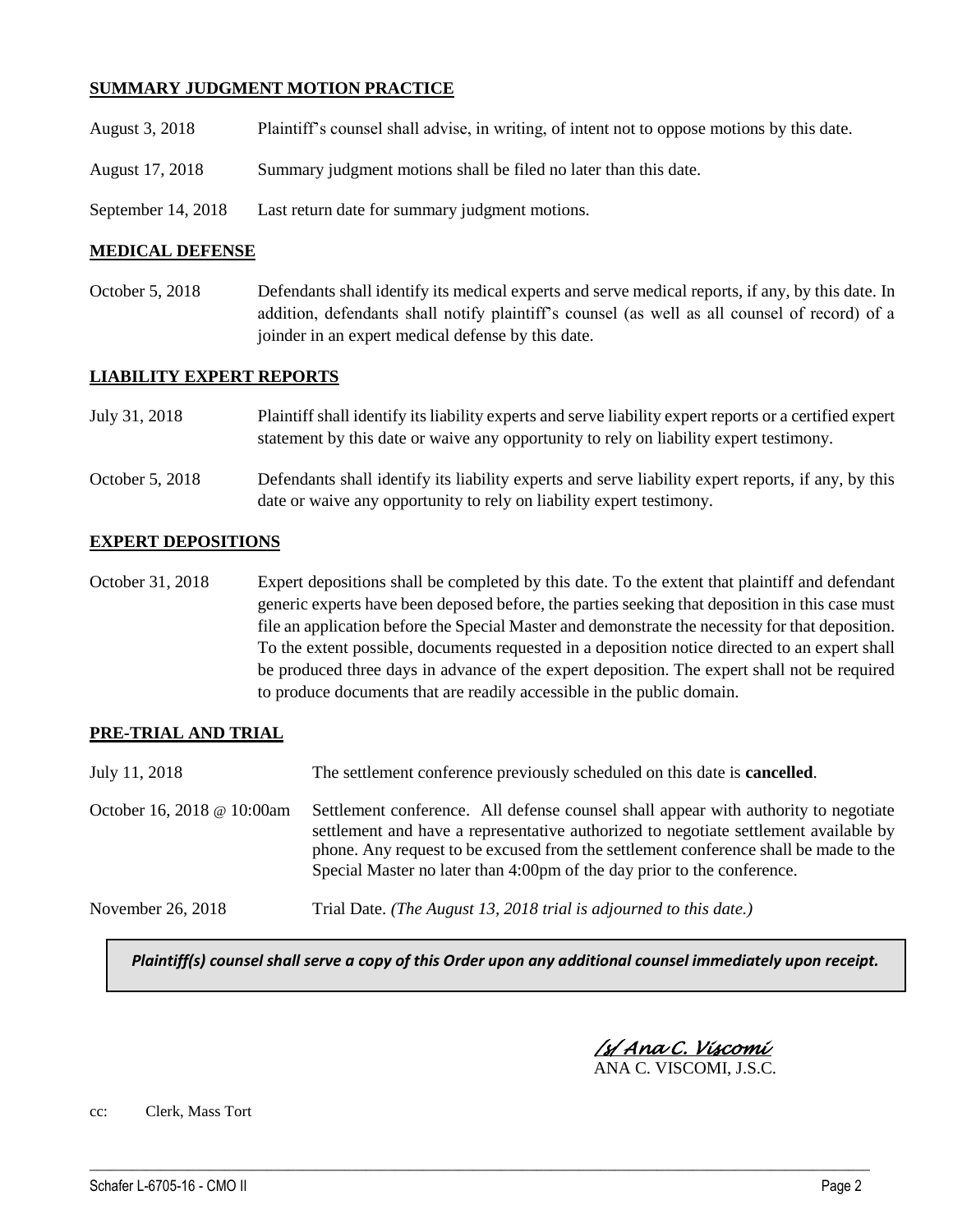**SUMMARY JUDGMENT MOTION PRACTICE**

| | |
|---|---|
| August 3, 2018 | Plaintiff's counsel shall advise, in writing, of intent not to oppose motions by this date. |
| August 17, 2018 | Summary judgment motions shall be filed no later than this date. |
| September 14, 2018 | Last return date for summary judgment motions. |

**MEDICAL DEFENSE**

| | |
|---|---|
| October 5, 2018 | Defendants shall identify its medical experts and serve medical reports, if any, by this date. In addition, defendants shall notify plaintiff's counsel (as well as all counsel of record) of a joinder in an expert medical defense by this date. |

**LIABILITY EXPERT REPORTS**

| | |
|---|---|
| July 31, 2018 | Plaintiff shall identify its liability experts and serve liability expert reports or a certified expert statement by this date or waive any opportunity to rely on liability expert testimony. |
| October 5, 2018 | Defendants shall identify its liability experts and serve liability expert reports, if any, by this date or waive any opportunity to rely on liability expert testimony. |

**EXPERT DEPOSITIONS**

| | |
|---|---|
| October 31, 2018 | Expert depositions shall be completed by this date. To the extent that plaintiff and defendant generic experts have been deposed before, the parties seeking that deposition in this case must file an application before the Special Master and demonstrate the necessity for that deposition. To the extent possible, documents requested in a deposition notice directed to an expert shall be produced three days in advance of the expert deposition. The expert shall not be required to produce documents that are readily accessible in the public domain. |

**PRE-TRIAL AND TRIAL**

| | |
|---|---|
| July 11, 2018 | The settlement conference previously scheduled on this date is **cancelled**. |
| October 16, 2018 @ 10:00am | Settlement conference. All defense counsel shall appear with authority to negotiate settlement and have a representative authorized to negotiate settlement available by phone. Any request to be excused from the settlement conference shall be made to the Special Master no later than 4:00pm of the day prior to the conference. |
| November 26, 2018 | Trial Date. *(The August 13, 2018 trial is adjourned to this date.)* |

***Plaintiff(s) counsel shall serve a copy of this Order upon any additional counsel immediately upon receipt.***

*/s/ Ana C. Viscomi*
ANA C. VISCOMI, J.S.C.

cc: Clerk, Mass Tort

Schafer L-6705-16 - CMO II